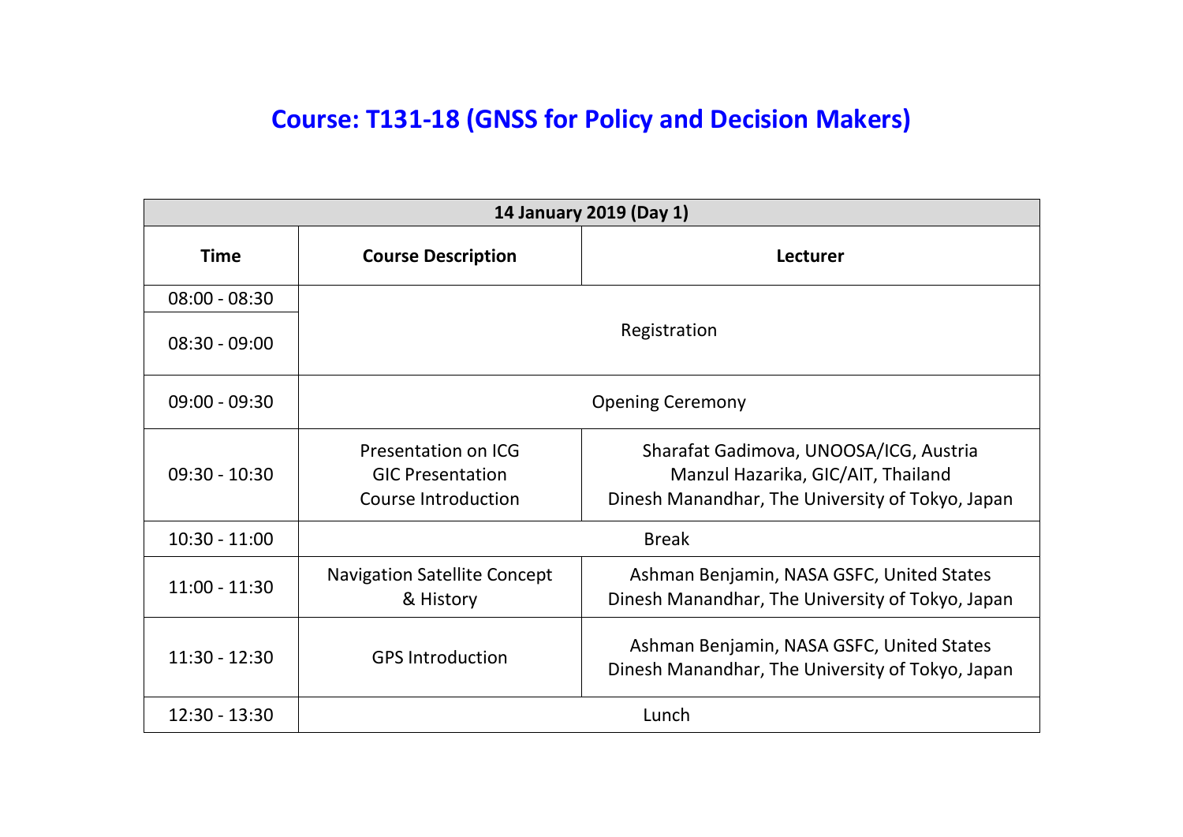# Course: T131-18 (GNSS for Policy and Decision Makers)

| 14 January 2019 (Day 1) | | |
|---|---|---|
| **Time** | **Course Description** | **Lecturer** |
| 08:00 - 08:30 | Registration | |
| 08:30 - 09:00 | | |
| 09:00 - 09:30 | Opening Ceremony | |
| 09:30 - 10:30 | Presentation on ICG<br>GIC Presentation<br>Course Introduction | Sharafat Gadimova, UNOOSA/ICG, Austria<br>Manzul Hazarika, GIC/AIT, Thailand<br>Dinesh Manandhar, The University of Tokyo, Japan |
| 10:30 - 11:00 | Break | |
| 11:00 - 11:30 | Navigation Satellite Concept & History | Ashman Benjamin, NASA GSFC, United States<br>Dinesh Manandhar, The University of Tokyo, Japan |
| 11:30 - 12:30 | GPS Introduction | Ashman Benjamin, NASA GSFC, United States<br>Dinesh Manandhar, The University of Tokyo, Japan |
| 12:30 - 13:30 | Lunch | |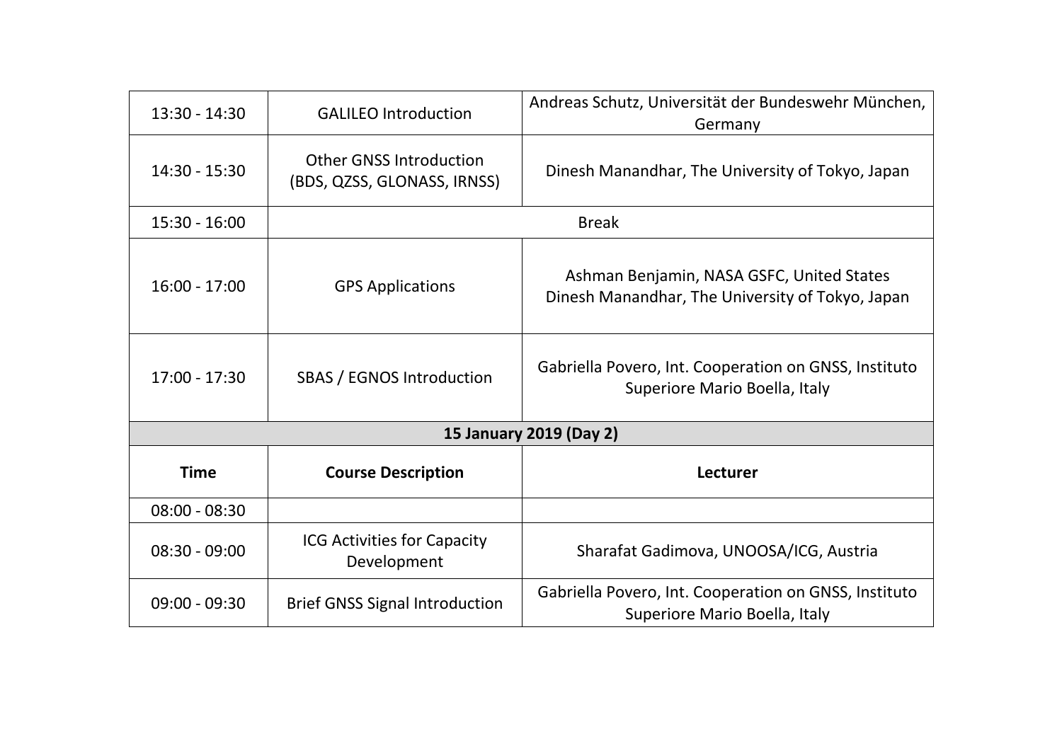| Time | Course Description | Lecturer |
|---|---|---|
| 13:30 - 14:30 | GALILEO Introduction | Andreas Schutz, Universität der Bundeswehr München, Germany |
| 14:30 - 15:30 | Other GNSS Introduction (BDS, QZSS, GLONASS, IRNSS) | Dinesh Manandhar, The University of Tokyo, Japan |
| 15:30 - 16:00 | Break | |
| 16:00 - 17:00 | GPS Applications | Ashman Benjamin, NASA GSFC, United States<br>Dinesh Manandhar, The University of Tokyo, Japan |
| 17:00 - 17:30 | SBAS / EGNOS Introduction | Gabriella Povero, Int. Cooperation on GNSS, Instituto Superiore Mario Boella, Italy |
| **15 January 2019 (Day 2)** | | |
| **Time** | **Course Description** | **Lecturer** |
| 08:00 - 08:30 | | |
| 08:30 - 09:00 | ICG Activities for Capacity Development | Sharafat Gadimova, UNOOSA/ICG, Austria |
| 09:00 - 09:30 | Brief GNSS Signal Introduction | Gabriella Povero, Int. Cooperation on GNSS, Instituto Superiore Mario Boella, Italy |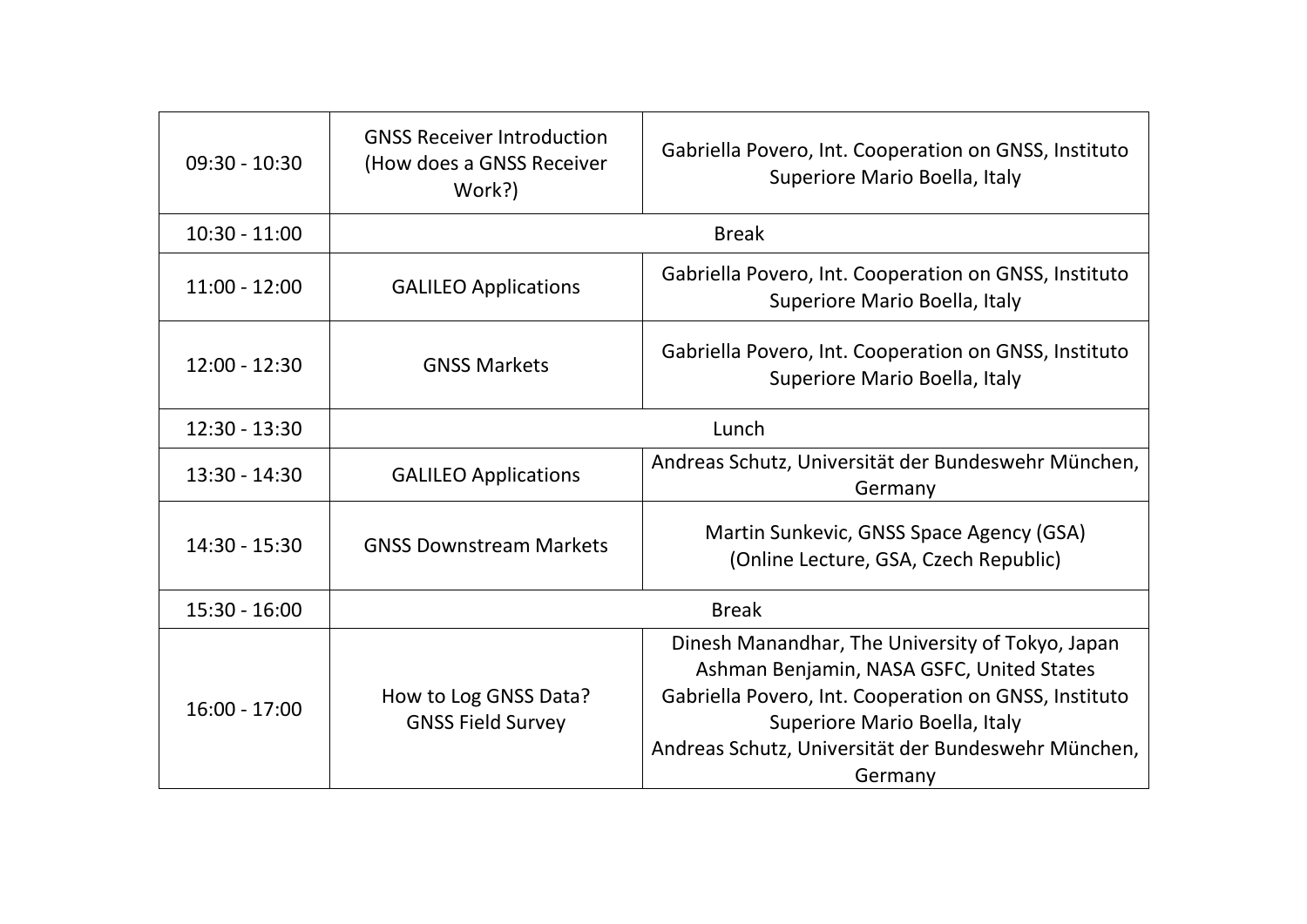| 09:30 - 10:30 | GNSS Receiver Introduction (How does a GNSS Receiver Work?) | Gabriella Povero, Int. Cooperation on GNSS, Instituto Superiore Mario Boella, Italy |
|---|---|---|
| 10:30 - 11:00 | Break | |
| 11:00 - 12:00 | GALILEO Applications | Gabriella Povero, Int. Cooperation on GNSS, Instituto Superiore Mario Boella, Italy |
| 12:00 - 12:30 | GNSS Markets | Gabriella Povero, Int. Cooperation on GNSS, Instituto Superiore Mario Boella, Italy |
| 12:30 - 13:30 | Lunch | |
| 13:30 - 14:30 | GALILEO Applications | Andreas Schutz, Universität der Bundeswehr München, Germany |
| 14:30 - 15:30 | GNSS Downstream Markets | Martin Sunkevic, GNSS Space Agency (GSA) (Online Lecture, GSA, Czech Republic) |
| 15:30 - 16:00 | Break | |
| 16:00 - 17:00 | How to Log GNSS Data? GNSS Field Survey | Dinesh Manandhar, The University of Tokyo, Japan Ashman Benjamin, NASA GSFC, United States Gabriella Povero, Int. Cooperation on GNSS, Instituto Superiore Mario Boella, Italy Andreas Schutz, Universität der Bundeswehr München, Germany |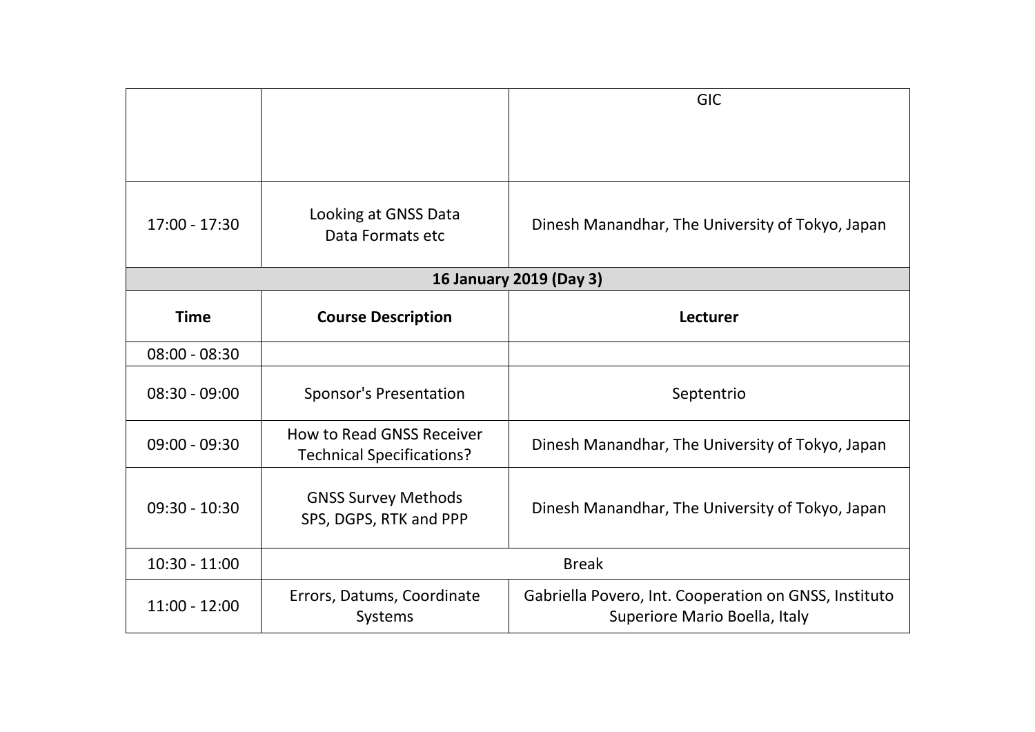| | | GIC |
|---|---|---|
| 17:00 - 17:30 | Looking at GNSS Data Data Formats etc | Dinesh Manandhar, The University of Tokyo, Japan |
| **16 January 2019 (Day 3)** | | |
| **Time** | **Course Description** | **Lecturer** |
| 08:00 - 08:30 | | |
| 08:30 - 09:00 | Sponsor's Presentation | Septentrio |
| 09:00 - 09:30 | How to Read GNSS Receiver Technical Specifications? | Dinesh Manandhar, The University of Tokyo, Japan |
| 09:30 - 10:30 | GNSS Survey Methods SPS, DGPS, RTK and PPP | Dinesh Manandhar, The University of Tokyo, Japan |
| 10:30 - 11:00 | Break | |
| 11:00 - 12:00 | Errors, Datums, Coordinate Systems | Gabriella Povero, Int. Cooperation on GNSS, Instituto Superiore Mario Boella, Italy |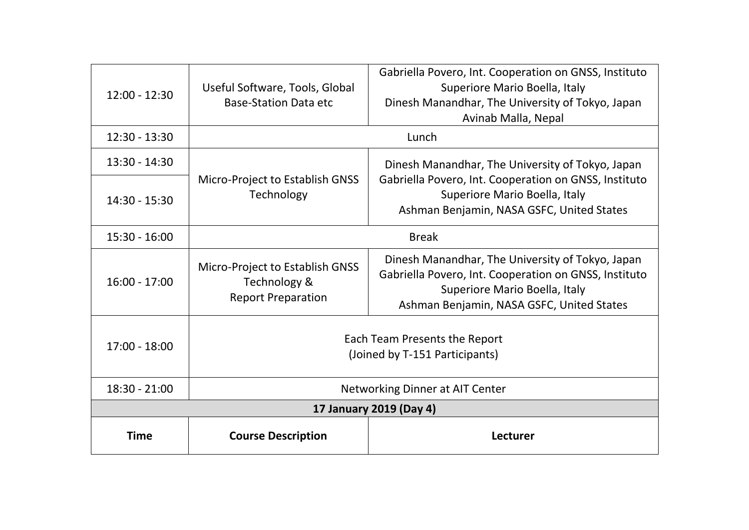| Time | Course Description | Lecturer |
|---|---|---|
| 12:00 - 12:30 | Useful Software, Tools, Global Base-Station Data etc | Gabriella Povero, Int. Cooperation on GNSS, Instituto Superiore Mario Boella, Italy<br>Dinesh Manandhar, The University of Tokyo, Japan<br>Avinab Malla, Nepal |
| 12:30 - 13:30 | Lunch | |
| 13:30 - 14:30 | Micro-Project to Establish GNSS Technology | Dinesh Manandhar, The University of Tokyo, Japan<br>Gabriella Povero, Int. Cooperation on GNSS, Instituto Superiore Mario Boella, Italy<br>Ashman Benjamin, NASA GSFC, United States |
| 14:30 - 15:30 | | |
| 15:30 - 16:00 | Break | |
| 16:00 - 17:00 | Micro-Project to Establish GNSS Technology &<br>Report Preparation | Dinesh Manandhar, The University of Tokyo, Japan<br>Gabriella Povero, Int. Cooperation on GNSS, Instituto Superiore Mario Boella, Italy<br>Ashman Benjamin, NASA GSFC, United States |
| 17:00 - 18:00 | Each Team Presents the Report<br>(Joined by T-151 Participants) | |
| 18:30 - 21:00 | Networking Dinner at AIT Center | |
| **17 January 2019 (Day 4)** | | |
| **Time** | **Course Description** | **Lecturer** |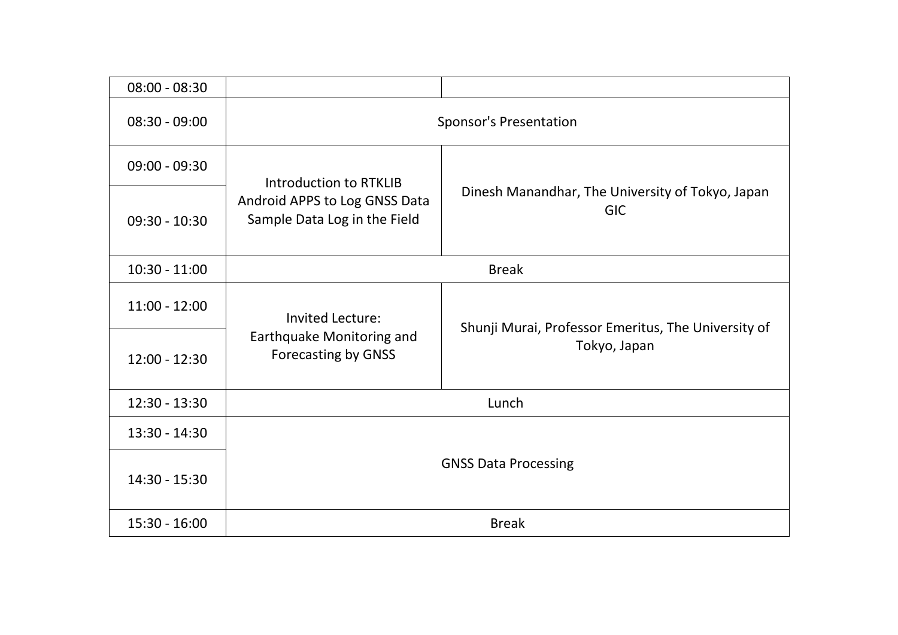| 08:00 - 08:30 | | |
| --- | --- | --- |
| 08:30 - 09:00 | Sponsor's Presentation | |
| 09:00 - 09:30 | Introduction to RTKLIB<br>Android APPS to Log GNSS Data<br>Sample Data Log in the Field | Dinesh Manandhar, The University of Tokyo, Japan<br>GIC |
| 09:30 - 10:30 | | |
| 10:30 - 11:00 | Break | |
| 11:00 - 12:00 | Invited Lecture:<br>Earthquake Monitoring and Forecasting by GNSS | Shunji Murai, Professor Emeritus, The University of Tokyo, Japan |
| 12:00 - 12:30 | | |
| 12:30 - 13:30 | Lunch | |
| 13:30 - 14:30 | GNSS Data Processing | |
| 14:30 - 15:30 | | |
| 15:30 - 16:00 | Break | |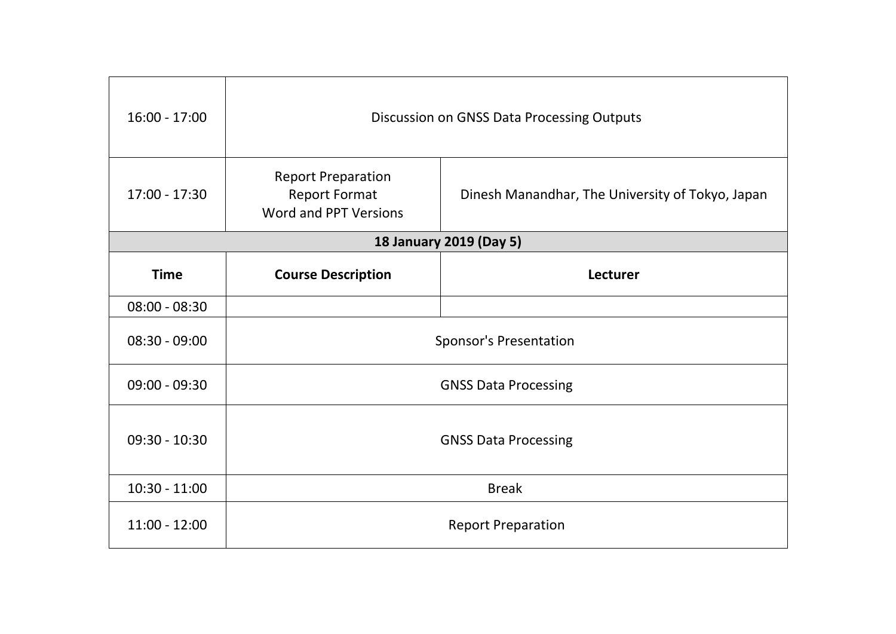| | | |
|---|---|---|
| 16:00 - 17:00 | Discussion on GNSS Data Processing Outputs | |
| 17:00 - 17:30 | Report Preparation<br>Report Format<br>Word and PPT Versions | Dinesh Manandhar, The University of Tokyo, Japan |
| **18 January 2019 (Day 5)** | | |
| **Time** | **Course Description** | **Lecturer** |
| 08:00 - 08:30 | | |
| 08:30 - 09:00 | Sponsor's Presentation | |
| 09:00 - 09:30 | GNSS Data Processing | |
| 09:30 - 10:30 | GNSS Data Processing | |
| 10:30 - 11:00 | Break | |
| 11:00 - 12:00 | Report Preparation | |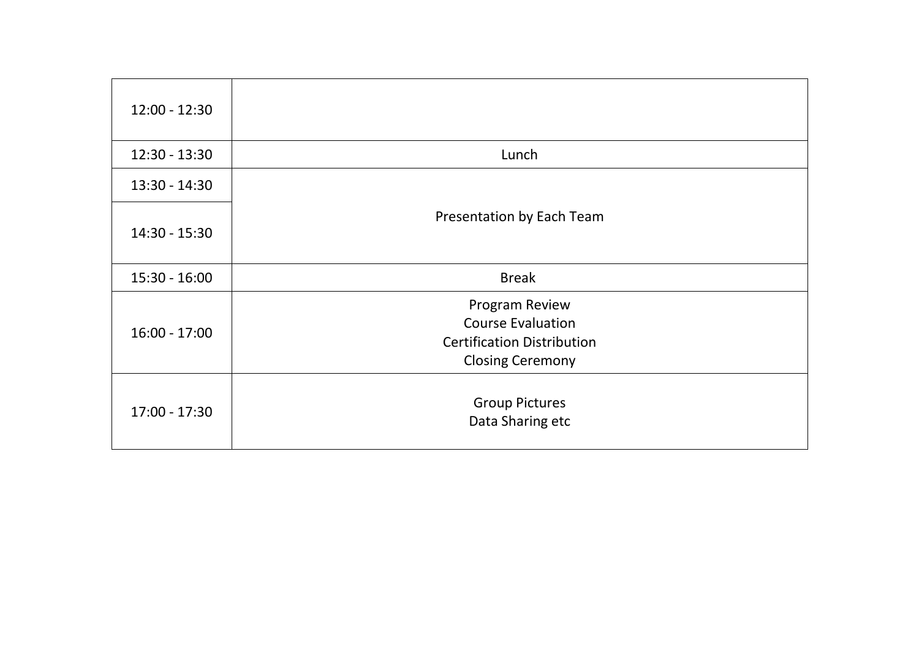| | |
|---|---|
| 12:00 - 12:30 | |
| 12:30 - 13:30 | Lunch |
| 13:30 - 14:30 | Presentation by Each Team |
| 14:30 - 15:30 | |
| 15:30 - 16:00 | Break |
| 16:00 - 17:00 | Program Review<br>Course Evaluation<br>Certification Distribution<br>Closing Ceremony |
| 17:00 - 17:30 | Group Pictures<br>Data Sharing etc |